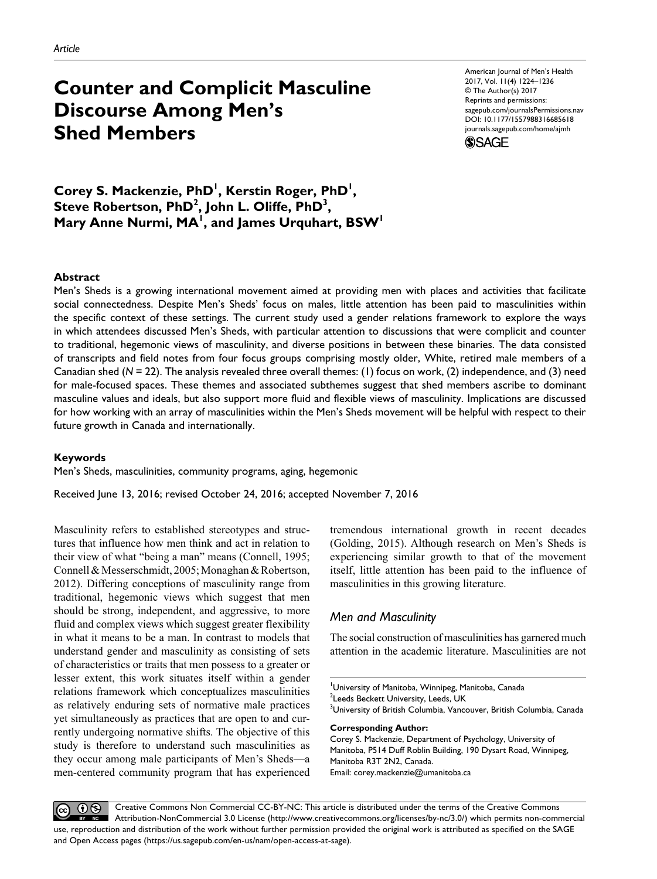*Article*

# Counter and Complicit Masculine Discourse Among Men's Shed Members

American Journal of Men's Health
2017, Vol. 11(4) 1224–1236
© The Author(s) 2017
Reprints and permissions:
sagepub.com/journalsPermissions.nav
DOI: 10.1177/1557988316685618
journals.sagepub.com/home/ajmh

**Corey S. Mackenzie, PhD[1], Kerstin Roger, PhD[1], Steve Robertson, PhD[2], John L. Oliffe, PhD[3], Mary Anne Nurmi, MA[1], and James Urquhart, BSW[1]**

## Abstract

Men's Sheds is a growing international movement aimed at providing men with places and activities that facilitate social connectedness. Despite Men's Sheds' focus on males, little attention has been paid to masculinities within the specific context of these settings. The current study used a gender relations framework to explore the ways in which attendees discussed Men's Sheds, with particular attention to discussions that were complicit and counter to traditional, hegemonic views of masculinity, and diverse positions in between these binaries. The data consisted of transcripts and field notes from four focus groups comprising mostly older, White, retired male members of a Canadian shed ($N = 22$). The analysis revealed three overall themes: (1) focus on work, (2) independence, and (3) need for male-focused spaces. These themes and associated subthemes suggest that shed members ascribe to dominant masculine values and ideals, but also support more fluid and flexible views of masculinity. Implications are discussed for how working with an array of masculinities within the Men's Sheds movement will be helpful with respect to their future growth in Canada and internationally.

### Keywords

Men's Sheds, masculinities, community programs, aging, hegemonic

Received June 13, 2016; revised October 24, 2016; accepted November 7, 2016

Masculinity refers to established stereotypes and structures that influence how men think and act in relation to their view of what "being a man" means (Connell, 1995; Connell & Messerschmidt, 2005; Monaghan & Robertson, 2012). Differing conceptions of masculinity range from traditional, hegemonic views which suggest that men should be strong, independent, and aggressive, to more fluid and complex views which suggest greater flexibility in what it means to be a man. In contrast to models that understand gender and masculinity as consisting of sets of characteristics or traits that men possess to a greater or lesser extent, this work situates itself within a gender relations framework which conceptualizes masculinities as relatively enduring sets of normative male practices yet simultaneously as practices that are open to and currently undergoing normative shifts. The objective of this study is therefore to understand such masculinities as they occur among male participants of Men's Sheds—a men-centered community program that has experienced tremendous international growth in recent decades (Golding, 2015). Although research on Men's Sheds is experiencing similar growth to that of the movement itself, little attention has been paid to the influence of masculinities in this growing literature.

## *Men and Masculinity*

The social construction of masculinities has garnered much attention in the academic literature. Masculinities are not

[1]University of Manitoba, Winnipeg, Manitoba, Canada
[2]Leeds Beckett University, Leeds, UK
[3]University of British Columbia, Vancouver, British Columbia, Canada

**Corresponding Author:**
Corey S. Mackenzie, Department of Psychology, University of Manitoba, P514 Duff Roblin Building, 190 Dysart Road, Winnipeg, Manitoba R3T 2N2, Canada.
Email: corey.mackenzie@umanitoba.ca

Creative Commons Non Commercial CC-BY-NC: This article is distributed under the terms of the Creative Commons Attribution-NonCommercial 3.0 License (http://www.creativecommons.org/licenses/by-nc/3.0/) which permits non-commercial use, reproduction and distribution of the work without further permission provided the original work is attributed as specified on the SAGE and Open Access pages (https://us.sagepub.com/en-us/nam/open-access-at-sage).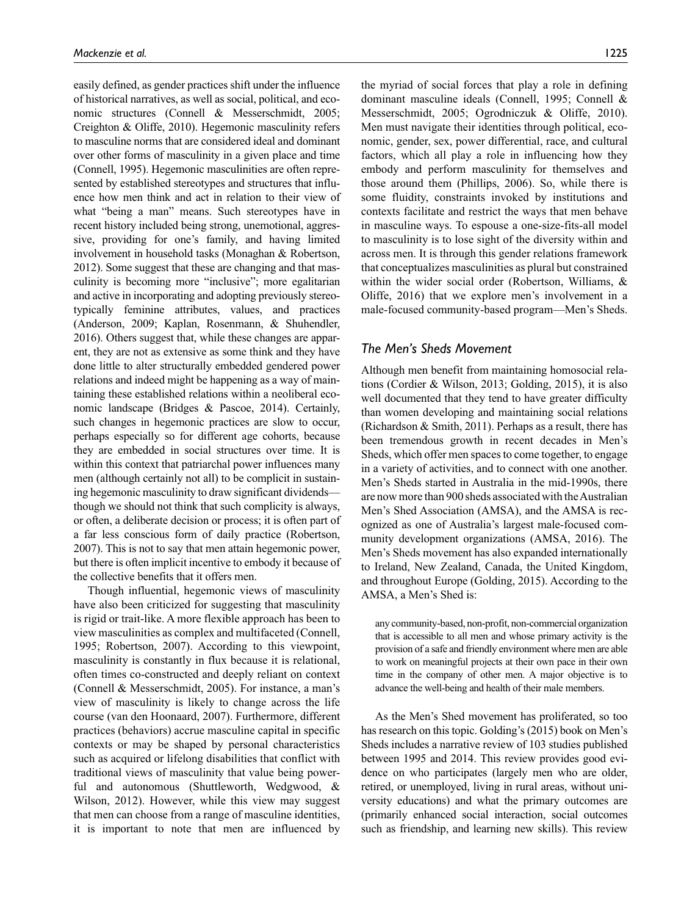easily defined, as gender practices shift under the influence of historical narratives, as well as social, political, and economic structures (Connell & Messerschmidt, 2005; Creighton & Oliffe, 2010). Hegemonic masculinity refers to masculine norms that are considered ideal and dominant over other forms of masculinity in a given place and time (Connell, 1995). Hegemonic masculinities are often represented by established stereotypes and structures that influence how men think and act in relation to their view of what "being a man" means. Such stereotypes have in recent history included being strong, unemotional, aggressive, providing for one's family, and having limited involvement in household tasks (Monaghan & Robertson, 2012). Some suggest that these are changing and that masculinity is becoming more "inclusive"; more egalitarian and active in incorporating and adopting previously stereotypically feminine attributes, values, and practices (Anderson, 2009; Kaplan, Rosenmann, & Shuhendler, 2016). Others suggest that, while these changes are apparent, they are not as extensive as some think and they have done little to alter structurally embedded gendered power relations and indeed might be happening as a way of maintaining these established relations within a neoliberal economic landscape (Bridges & Pascoe, 2014). Certainly, such changes in hegemonic practices are slow to occur, perhaps especially so for different age cohorts, because they are embedded in social structures over time. It is within this context that patriarchal power influences many men (although certainly not all) to be complicit in sustaining hegemonic masculinity to draw significant dividends—though we should not think that such complicity is always, or often, a deliberate decision or process; it is often part of a far less conscious form of daily practice (Robertson, 2007). This is not to say that men attain hegemonic power, but there is often implicit incentive to embody it because of the collective benefits that it offers men.

Though influential, hegemonic views of masculinity have also been criticized for suggesting that masculinity is rigid or trait-like. A more flexible approach has been to view masculinities as complex and multifaceted (Connell, 1995; Robertson, 2007). According to this viewpoint, masculinity is constantly in flux because it is relational, often times co-constructed and deeply reliant on context (Connell & Messerschmidt, 2005). For instance, a man's view of masculinity is likely to change across the life course (van den Hoonaard, 2007). Furthermore, different practices (behaviors) accrue masculine capital in specific contexts or may be shaped by personal characteristics such as acquired or lifelong disabilities that conflict with traditional views of masculinity that value being powerful and autonomous (Shuttleworth, Wedgwood, & Wilson, 2012). However, while this view may suggest that men can choose from a range of masculine identities, it is important to note that men are influenced by the myriad of social forces that play a role in defining dominant masculine ideals (Connell, 1995; Connell & Messerschmidt, 2005; Ogrodniczuk & Oliffe, 2010). Men must navigate their identities through political, economic, gender, sex, power differential, race, and cultural factors, which all play a role in influencing how they embody and perform masculinity for themselves and those around them (Phillips, 2006). So, while there is some fluidity, constraints invoked by institutions and contexts facilitate and restrict the ways that men behave in masculine ways. To espouse a one-size-fits-all model to masculinity is to lose sight of the diversity within and across men. It is through this gender relations framework that conceptualizes masculinities as plural but constrained within the wider social order (Robertson, Williams, & Oliffe, 2016) that we explore men's involvement in a male-focused community-based program—Men's Sheds.

## *The Men's Sheds Movement*

Although men benefit from maintaining homosocial relations (Cordier & Wilson, 2013; Golding, 2015), it is also well documented that they tend to have greater difficulty than women developing and maintaining social relations (Richardson & Smith, 2011). Perhaps as a result, there has been tremendous growth in recent decades in Men's Sheds, which offer men spaces to come together, to engage in a variety of activities, and to connect with one another. Men's Sheds started in Australia in the mid-1990s, there are now more than 900 sheds associated with the Australian Men's Shed Association (AMSA), and the AMSA is recognized as one of Australia's largest male-focused community development organizations (AMSA, 2016). The Men's Sheds movement has also expanded internationally to Ireland, New Zealand, Canada, the United Kingdom, and throughout Europe (Golding, 2015). According to the AMSA, a Men's Shed is:

> any community-based, non-profit, non-commercial organization that is accessible to all men and whose primary activity is the provision of a safe and friendly environment where men are able to work on meaningful projects at their own pace in their own time in the company of other men. A major objective is to advance the well-being and health of their male members.

As the Men's Shed movement has proliferated, so too has research on this topic. Golding's (2015) book on Men's Sheds includes a narrative review of 103 studies published between 1995 and 2014. This review provides good evidence on who participates (largely men who are older, retired, or unemployed, living in rural areas, without university educations) and what the primary outcomes are (primarily enhanced social interaction, social outcomes such as friendship, and learning new skills). This review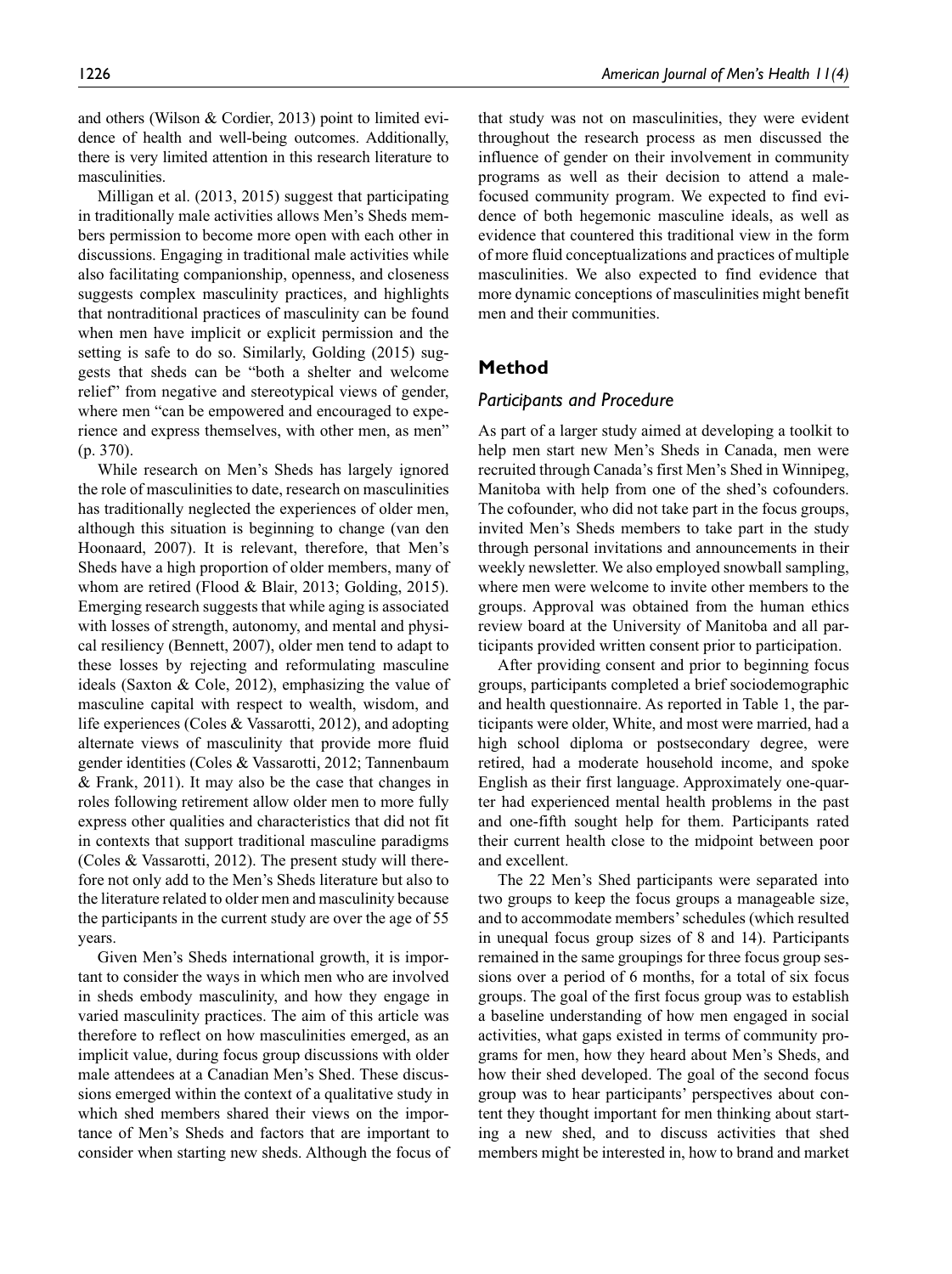and others (Wilson & Cordier, 2013) point to limited evidence of health and well-being outcomes. Additionally, there is very limited attention in this research literature to masculinities.

Milligan et al. (2013, 2015) suggest that participating in traditionally male activities allows Men's Sheds members permission to become more open with each other in discussions. Engaging in traditional male activities while also facilitating companionship, openness, and closeness suggests complex masculinity practices, and highlights that nontraditional practices of masculinity can be found when men have implicit or explicit permission and the setting is safe to do so. Similarly, Golding (2015) suggests that sheds can be "both a shelter and welcome relief" from negative and stereotypical views of gender, where men "can be empowered and encouraged to experience and express themselves, with other men, as men" (p. 370).

While research on Men's Sheds has largely ignored the role of masculinities to date, research on masculinities has traditionally neglected the experiences of older men, although this situation is beginning to change (van den Hoonaard, 2007). It is relevant, therefore, that Men's Sheds have a high proportion of older members, many of whom are retired (Flood & Blair, 2013; Golding, 2015). Emerging research suggests that while aging is associated with losses of strength, autonomy, and mental and physical resiliency (Bennett, 2007), older men tend to adapt to these losses by rejecting and reformulating masculine ideals (Saxton & Cole, 2012), emphasizing the value of masculine capital with respect to wealth, wisdom, and life experiences (Coles & Vassarotti, 2012), and adopting alternate views of masculinity that provide more fluid gender identities (Coles & Vassarotti, 2012; Tannenbaum & Frank, 2011). It may also be the case that changes in roles following retirement allow older men to more fully express other qualities and characteristics that did not fit in contexts that support traditional masculine paradigms (Coles & Vassarotti, 2012). The present study will therefore not only add to the Men's Sheds literature but also to the literature related to older men and masculinity because the participants in the current study are over the age of 55 years.

Given Men's Sheds international growth, it is important to consider the ways in which men who are involved in sheds embody masculinity, and how they engage in varied masculinity practices. The aim of this article was therefore to reflect on how masculinities emerged, as an implicit value, during focus group discussions with older male attendees at a Canadian Men's Shed. These discussions emerged within the context of a qualitative study in which shed members shared their views on the importance of Men's Sheds and factors that are important to consider when starting new sheds. Although the focus of that study was not on masculinities, they were evident throughout the research process as men discussed the influence of gender on their involvement in community programs as well as their decision to attend a male-focused community program. We expected to find evidence of both hegemonic masculine ideals, as well as evidence that countered this traditional view in the form of more fluid conceptualizations and practices of multiple masculinities. We also expected to find evidence that more dynamic conceptions of masculinities might benefit men and their communities.

## Method

### *Participants and Procedure*

As part of a larger study aimed at developing a toolkit to help men start new Men's Sheds in Canada, men were recruited through Canada's first Men's Shed in Winnipeg, Manitoba with help from one of the shed's cofounders. The cofounder, who did not take part in the focus groups, invited Men's Sheds members to take part in the study through personal invitations and announcements in their weekly newsletter. We also employed snowball sampling, where men were welcome to invite other members to the groups. Approval was obtained from the human ethics review board at the University of Manitoba and all participants provided written consent prior to participation.

After providing consent and prior to beginning focus groups, participants completed a brief sociodemographic and health questionnaire. As reported in Table 1, the participants were older, White, and most were married, had a high school diploma or postsecondary degree, were retired, had a moderate household income, and spoke English as their first language. Approximately one-quarter had experienced mental health problems in the past and one-fifth sought help for them. Participants rated their current health close to the midpoint between poor and excellent.

The 22 Men's Shed participants were separated into two groups to keep the focus groups a manageable size, and to accommodate members' schedules (which resulted in unequal focus group sizes of 8 and 14). Participants remained in the same groupings for three focus group sessions over a period of 6 months, for a total of six focus groups. The goal of the first focus group was to establish a baseline understanding of how men engaged in social activities, what gaps existed in terms of community programs for men, how they heard about Men's Sheds, and how their shed developed. The goal of the second focus group was to hear participants' perspectives about content they thought important for men thinking about starting a new shed, and to discuss activities that shed members might be interested in, how to brand and market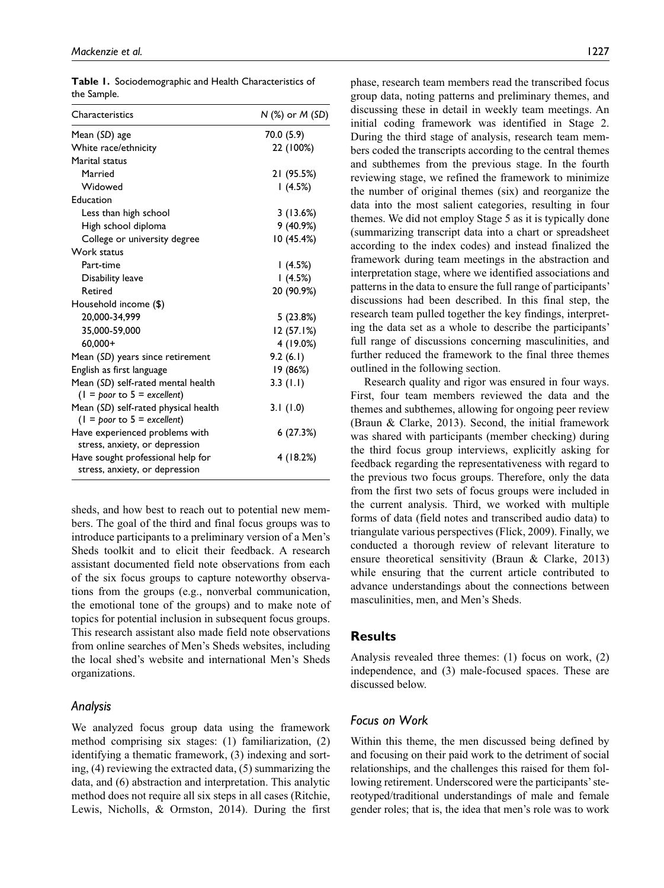**Table 1.** Sociodemographic and Health Characteristics of the Sample.

| Characteristics | *N* (%) or *M* (*SD*) |
|---|---|
| Mean (*SD*) age | 70.0 (5.9) |
| White race/ethnicity | 22 (100%) |
| Marital status | |
| Married | 21 (95.5%) |
| Widowed | 1 (4.5%) |
| Education | |
| Less than high school | 3 (13.6%) |
| High school diploma | 9 (40.9%) |
| College or university degree | 10 (45.4%) |
| Work status | |
| Part-time | 1 (4.5%) |
| Disability leave | 1 (4.5%) |
| Retired | 20 (90.9%) |
| Household income ($) | |
| 20,000-34,999 | 5 (23.8%) |
| 35,000-59,000 | 12 (57.1%) |
| 60,000+ | 4 (19.0%) |
| Mean (*SD*) years since retirement | 9.2 (6.1) |
| English as first language | 19 (86%) |
| Mean (*SD*) self-rated mental health (1 = *poor* to 5 = *excellent*) | 3.3 (1.1) |
| Mean (*SD*) self-rated physical health (1 = *poor* to 5 = *excellent*) | 3.1 (1.0) |
| Have experienced problems with stress, anxiety, or depression | 6 (27.3%) |
| Have sought professional help for stress, anxiety, or depression | 4 (18.2%) |

sheds, and how best to reach out to potential new members. The goal of the third and final focus groups was to introduce participants to a preliminary version of a Men's Sheds toolkit and to elicit their feedback. A research assistant documented field note observations from each of the six focus groups to capture noteworthy observations from the groups (e.g., nonverbal communication, the emotional tone of the groups) and to make note of topics for potential inclusion in subsequent focus groups. This research assistant also made field note observations from online searches of Men's Sheds websites, including the local shed's website and international Men's Sheds organizations.

### *Analysis*

We analyzed focus group data using the framework method comprising six stages: (1) familiarization, (2) identifying a thematic framework, (3) indexing and sorting, (4) reviewing the extracted data, (5) summarizing the data, and (6) abstraction and interpretation. This analytic method does not require all six steps in all cases (Ritchie, Lewis, Nicholls, & Ormston, 2014). During the first phase, research team members read the transcribed focus group data, noting patterns and preliminary themes, and discussing these in detail in weekly team meetings. An initial coding framework was identified in Stage 2. During the third stage of analysis, research team members coded the transcripts according to the central themes and subthemes from the previous stage. In the fourth reviewing stage, we refined the framework to minimize the number of original themes (six) and reorganize the data into the most salient categories, resulting in four themes. We did not employ Stage 5 as it is typically done (summarizing transcript data into a chart or spreadsheet according to the index codes) and instead finalized the framework during team meetings in the abstraction and interpretation stage, where we identified associations and patterns in the data to ensure the full range of participants' discussions had been described. In this final step, the research team pulled together the key findings, interpreting the data set as a whole to describe the participants' full range of discussions concerning masculinities, and further reduced the framework to the final three themes outlined in the following section.

Research quality and rigor was ensured in four ways. First, four team members reviewed the data and the themes and subthemes, allowing for ongoing peer review (Braun & Clarke, 2013). Second, the initial framework was shared with participants (member checking) during the third focus group interviews, explicitly asking for feedback regarding the representativeness with regard to the previous two focus groups. Therefore, only the data from the first two sets of focus groups were included in the current analysis. Third, we worked with multiple forms of data (field notes and transcribed audio data) to triangulate various perspectives (Flick, 2009). Finally, we conducted a thorough review of relevant literature to ensure theoretical sensitivity (Braun & Clarke, 2013) while ensuring that the current article contributed to advance understandings about the connections between masculinities, men, and Men's Sheds.

## Results

Analysis revealed three themes: (1) focus on work, (2) independence, and (3) male-focused spaces. These are discussed below.

### *Focus on Work*

Within this theme, the men discussed being defined by and focusing on their paid work to the detriment of social relationships, and the challenges this raised for them following retirement. Underscored were the participants' stereotyped/traditional understandings of male and female gender roles; that is, the idea that men's role was to work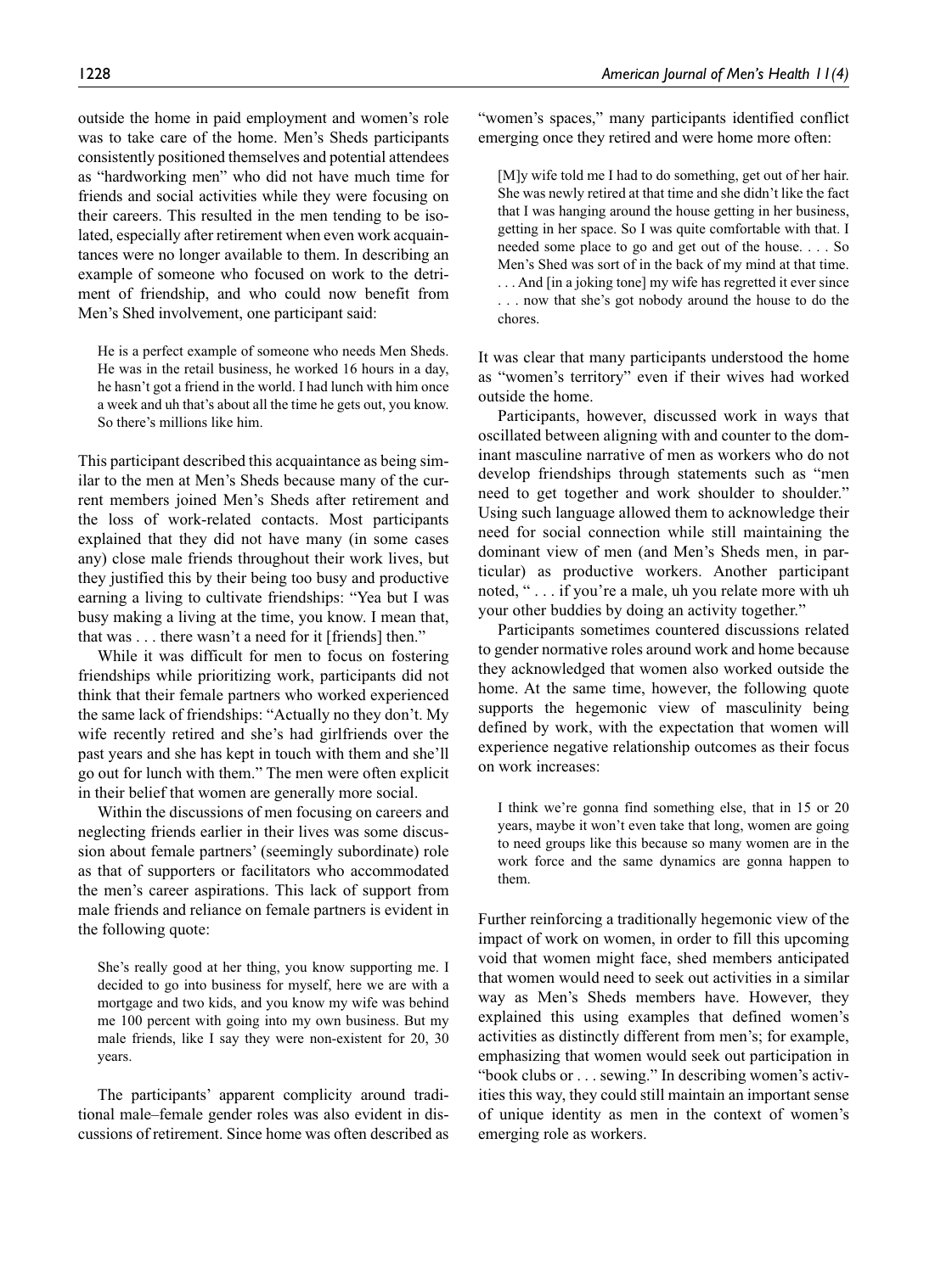outside the home in paid employment and women's role was to take care of the home. Men's Sheds participants consistently positioned themselves and potential attendees as "hardworking men" who did not have much time for friends and social activities while they were focusing on their careers. This resulted in the men tending to be isolated, especially after retirement when even work acquaintances were no longer available to them. In describing an example of someone who focused on work to the detriment of friendship, and who could now benefit from Men's Shed involvement, one participant said:

> He is a perfect example of someone who needs Men Sheds. He was in the retail business, he worked 16 hours in a day, he hasn't got a friend in the world. I had lunch with him once a week and uh that's about all the time he gets out, you know. So there's millions like him.

This participant described this acquaintance as being similar to the men at Men's Sheds because many of the current members joined Men's Sheds after retirement and the loss of work-related contacts. Most participants explained that they did not have many (in some cases any) close male friends throughout their work lives, but they justified this by their being too busy and productive earning a living to cultivate friendships: "Yea but I was busy making a living at the time, you know. I mean that, that was . . . there wasn't a need for it [friends] then."

While it was difficult for men to focus on fostering friendships while prioritizing work, participants did not think that their female partners who worked experienced the same lack of friendships: "Actually no they don't. My wife recently retired and she's had girlfriends over the past years and she has kept in touch with them and she'll go out for lunch with them." The men were often explicit in their belief that women are generally more social.

Within the discussions of men focusing on careers and neglecting friends earlier in their lives was some discussion about female partners' (seemingly subordinate) role as that of supporters or facilitators who accommodated the men's career aspirations. This lack of support from male friends and reliance on female partners is evident in the following quote:

> She's really good at her thing, you know supporting me. I decided to go into business for myself, here we are with a mortgage and two kids, and you know my wife was behind me 100 percent with going into my own business. But my male friends, like I say they were non-existent for 20, 30 years.

The participants' apparent complicity around traditional male–female gender roles was also evident in discussions of retirement. Since home was often described as "women's spaces," many participants identified conflict emerging once they retired and were home more often:

> [M]y wife told me I had to do something, get out of her hair. She was newly retired at that time and she didn't like the fact that I was hanging around the house getting in her business, getting in her space. So I was quite comfortable with that. I needed some place to go and get out of the house. . . . So Men's Shed was sort of in the back of my mind at that time. . . . And [in a joking tone] my wife has regretted it ever since . . . now that she's got nobody around the house to do the chores.

It was clear that many participants understood the home as "women's territory" even if their wives had worked outside the home.

Participants, however, discussed work in ways that oscillated between aligning with and counter to the dominant masculine narrative of men as workers who do not develop friendships through statements such as "men need to get together and work shoulder to shoulder." Using such language allowed them to acknowledge their need for social connection while still maintaining the dominant view of men (and Men's Sheds men, in particular) as productive workers. Another participant noted, " . . . if you're a male, uh you relate more with uh your other buddies by doing an activity together."

Participants sometimes countered discussions related to gender normative roles around work and home because they acknowledged that women also worked outside the home. At the same time, however, the following quote supports the hegemonic view of masculinity being defined by work, with the expectation that women will experience negative relationship outcomes as their focus on work increases:

> I think we're gonna find something else, that in 15 or 20 years, maybe it won't even take that long, women are going to need groups like this because so many women are in the work force and the same dynamics are gonna happen to them.

Further reinforcing a traditionally hegemonic view of the impact of work on women, in order to fill this upcoming void that women might face, shed members anticipated that women would need to seek out activities in a similar way as Men's Sheds members have. However, they explained this using examples that defined women's activities as distinctly different from men's; for example, emphasizing that women would seek out participation in "book clubs or . . . sewing." In describing women's activities this way, they could still maintain an important sense of unique identity as men in the context of women's emerging role as workers.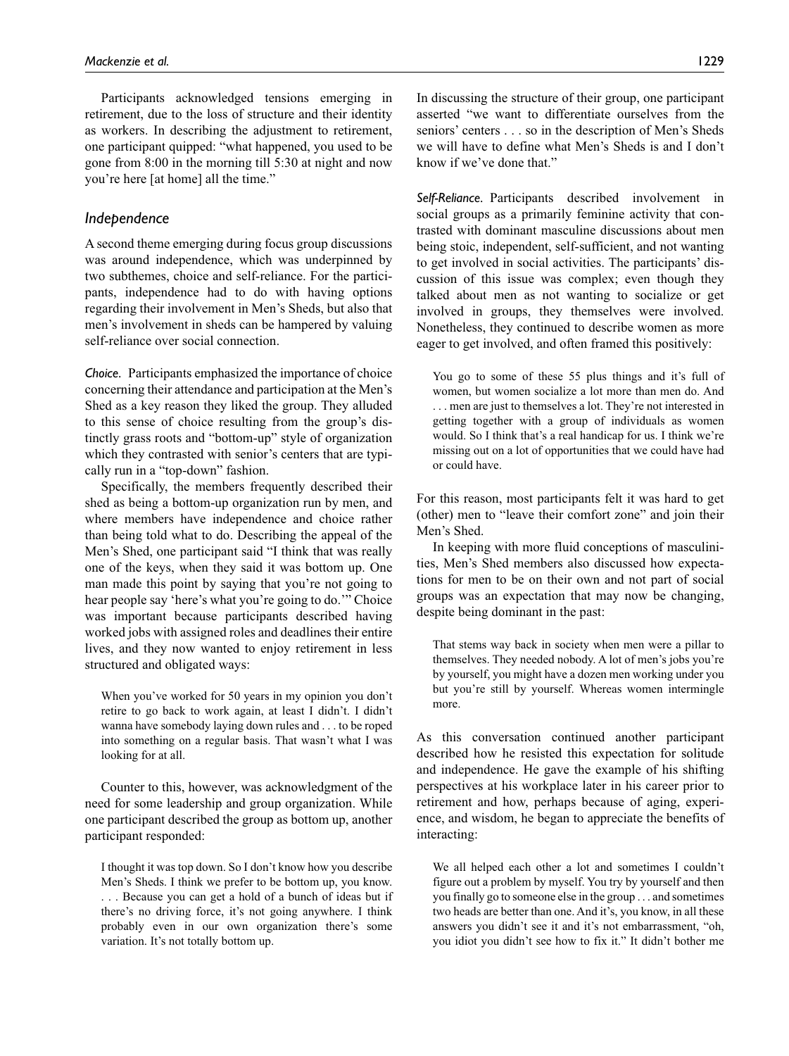Participants acknowledged tensions emerging in retirement, due to the loss of structure and their identity as workers. In describing the adjustment to retirement, one participant quipped: "what happened, you used to be gone from 8:00 in the morning till 5:30 at night and now you're here [at home] all the time."

## Independence

A second theme emerging during focus group discussions was around independence, which was underpinned by two subthemes, choice and self-reliance. For the participants, independence had to do with having options regarding their involvement in Men's Sheds, but also that men's involvement in sheds can be hampered by valuing self-reliance over social connection.

***Choice.*** Participants emphasized the importance of choice concerning their attendance and participation at the Men's Shed as a key reason they liked the group. They alluded to this sense of choice resulting from the group's distinctly grass roots and "bottom-up" style of organization which they contrasted with senior's centers that are typically run in a "top-down" fashion.

Specifically, the members frequently described their shed as being a bottom-up organization run by men, and where members have independence and choice rather than being told what to do. Describing the appeal of the Men's Shed, one participant said "I think that was really one of the keys, when they said it was bottom up. One man made this point by saying that you're not going to hear people say 'here's what you're going to do.'" Choice was important because participants described having worked jobs with assigned roles and deadlines their entire lives, and they now wanted to enjoy retirement in less structured and obligated ways:

> When you've worked for 50 years in my opinion you don't retire to go back to work again, at least I didn't. I didn't wanna have somebody laying down rules and . . . to be roped into something on a regular basis. That wasn't what I was looking for at all.

Counter to this, however, was acknowledgment of the need for some leadership and group organization. While one participant described the group as bottom up, another participant responded:

> I thought it was top down. So I don't know how you describe Men's Sheds. I think we prefer to be bottom up, you know. . . . Because you can get a hold of a bunch of ideas but if there's no driving force, it's not going anywhere. I think probably even in our own organization there's some variation. It's not totally bottom up.

In discussing the structure of their group, one participant asserted "we want to differentiate ourselves from the seniors' centers . . . so in the description of Men's Sheds we will have to define what Men's Sheds is and I don't know if we've done that."

***Self-Reliance.*** Participants described involvement in social groups as a primarily feminine activity that contrasted with dominant masculine discussions about men being stoic, independent, self-sufficient, and not wanting to get involved in social activities. The participants' discussion of this issue was complex; even though they talked about men as not wanting to socialize or get involved in groups, they themselves were involved. Nonetheless, they continued to describe women as more eager to get involved, and often framed this positively:

> You go to some of these 55 plus things and it's full of women, but women socialize a lot more than men do. And . . . men are just to themselves a lot. They're not interested in getting together with a group of individuals as women would. So I think that's a real handicap for us. I think we're missing out on a lot of opportunities that we could have had or could have.

For this reason, most participants felt it was hard to get (other) men to "leave their comfort zone" and join their Men's Shed.

In keeping with more fluid conceptions of masculinities, Men's Shed members also discussed how expectations for men to be on their own and not part of social groups was an expectation that may now be changing, despite being dominant in the past:

> That stems way back in society when men were a pillar to themselves. They needed nobody. A lot of men's jobs you're by yourself, you might have a dozen men working under you but you're still by yourself. Whereas women intermingle more.

As this conversation continued another participant described how he resisted this expectation for solitude and independence. He gave the example of his shifting perspectives at his workplace later in his career prior to retirement and how, perhaps because of aging, experience, and wisdom, he began to appreciate the benefits of interacting:

> We all helped each other a lot and sometimes I couldn't figure out a problem by myself. You try by yourself and then you finally go to someone else in the group . . . and sometimes two heads are better than one. And it's, you know, in all these answers you didn't see it and it's not embarrassment, "oh, you idiot you didn't see how to fix it." It didn't bother me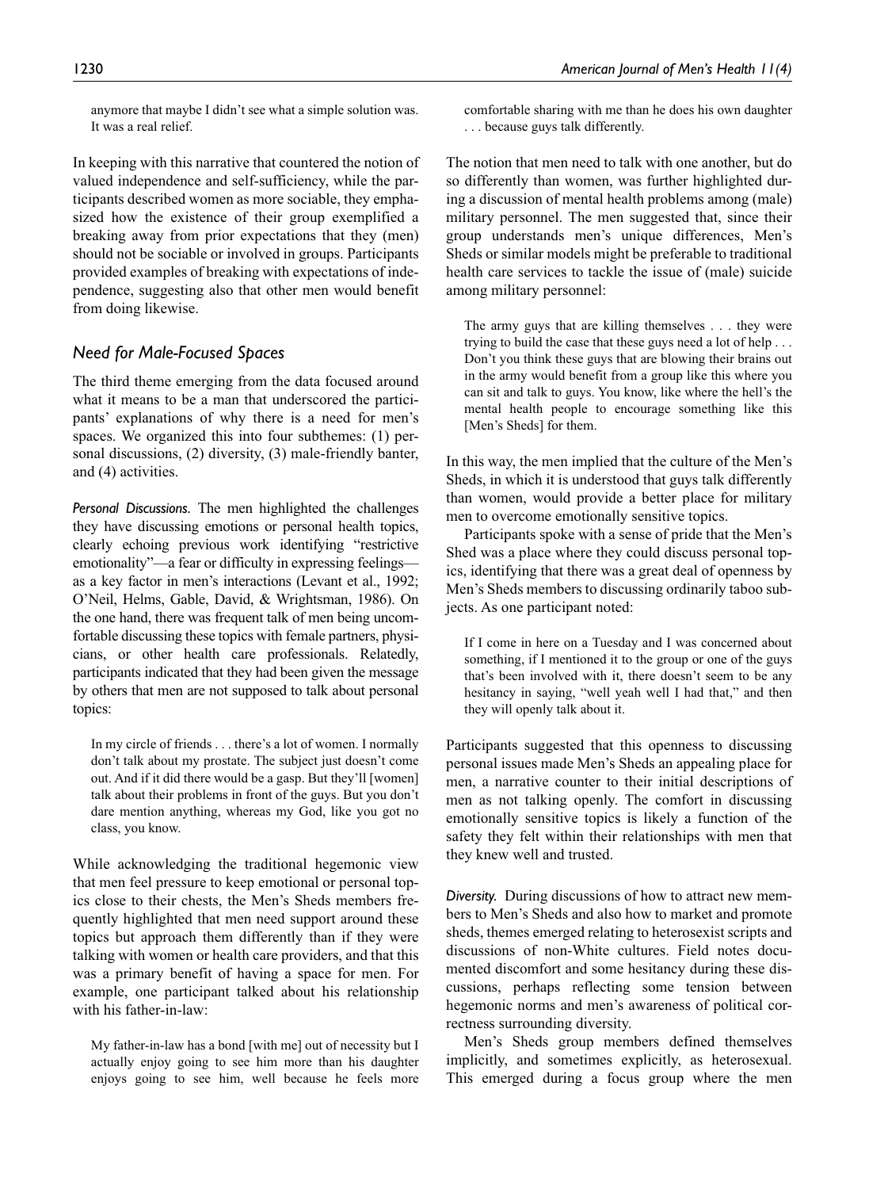anymore that maybe I didn't see what a simple solution was. It was a real relief.

In keeping with this narrative that countered the notion of valued independence and self-sufficiency, while the participants described women as more sociable, they emphasized how the existence of their group exemplified a breaking away from prior expectations that they (men) should not be sociable or involved in groups. Participants provided examples of breaking with expectations of independence, suggesting also that other men would benefit from doing likewise.

## Need for Male-Focused Spaces

The third theme emerging from the data focused around what it means to be a man that underscored the participants' explanations of why there is a need for men's spaces. We organized this into four subthemes: (1) personal discussions, (2) diversity, (3) male-friendly banter, and (4) activities.

*Personal Discussions.* The men highlighted the challenges they have discussing emotions or personal health topics, clearly echoing previous work identifying "restrictive emotionality"—a fear or difficulty in expressing feelings—as a key factor in men's interactions (Levant et al., 1992; O'Neil, Helms, Gable, David, & Wrightsman, 1986). On the one hand, there was frequent talk of men being uncomfortable discussing these topics with female partners, physicians, or other health care professionals. Relatedly, participants indicated that they had been given the message by others that men are not supposed to talk about personal topics:

> In my circle of friends . . . there's a lot of women. I normally don't talk about my prostate. The subject just doesn't come out. And if it did there would be a gasp. But they'll [women] talk about their problems in front of the guys. But you don't dare mention anything, whereas my God, like you got no class, you know.

While acknowledging the traditional hegemonic view that men feel pressure to keep emotional or personal topics close to their chests, the Men's Sheds members frequently highlighted that men need support around these topics but approach them differently than if they were talking with women or health care providers, and that this was a primary benefit of having a space for men. For example, one participant talked about his relationship with his father-in-law:

> My father-in-law has a bond [with me] out of necessity but I actually enjoy going to see him more than his daughter enjoys going to see him, well because he feels more comfortable sharing with me than he does his own daughter . . . because guys talk differently.

The notion that men need to talk with one another, but do so differently than women, was further highlighted during a discussion of mental health problems among (male) military personnel. The men suggested that, since their group understands men's unique differences, Men's Sheds or similar models might be preferable to traditional health care services to tackle the issue of (male) suicide among military personnel:

> The army guys that are killing themselves . . . they were trying to build the case that these guys need a lot of help . . . Don't you think these guys that are blowing their brains out in the army would benefit from a group like this where you can sit and talk to guys. You know, like where the hell's the mental health people to encourage something like this [Men's Sheds] for them.

In this way, the men implied that the culture of the Men's Sheds, in which it is understood that guys talk differently than women, would provide a better place for military men to overcome emotionally sensitive topics.

Participants spoke with a sense of pride that the Men's Shed was a place where they could discuss personal topics, identifying that there was a great deal of openness by Men's Sheds members to discussing ordinarily taboo subjects. As one participant noted:

> If I come in here on a Tuesday and I was concerned about something, if I mentioned it to the group or one of the guys that's been involved with it, there doesn't seem to be any hesitancy in saying, "well yeah well I had that," and then they will openly talk about it.

Participants suggested that this openness to discussing personal issues made Men's Sheds an appealing place for men, a narrative counter to their initial descriptions of men as not talking openly. The comfort in discussing emotionally sensitive topics is likely a function of the safety they felt within their relationships with men that they knew well and trusted.

*Diversity.* During discussions of how to attract new members to Men's Sheds and also how to market and promote sheds, themes emerged relating to heterosexist scripts and discussions of non-White cultures. Field notes documented discomfort and some hesitancy during these discussions, perhaps reflecting some tension between hegemonic norms and men's awareness of political correctness surrounding diversity.

Men's Sheds group members defined themselves implicitly, and sometimes explicitly, as heterosexual. This emerged during a focus group where the men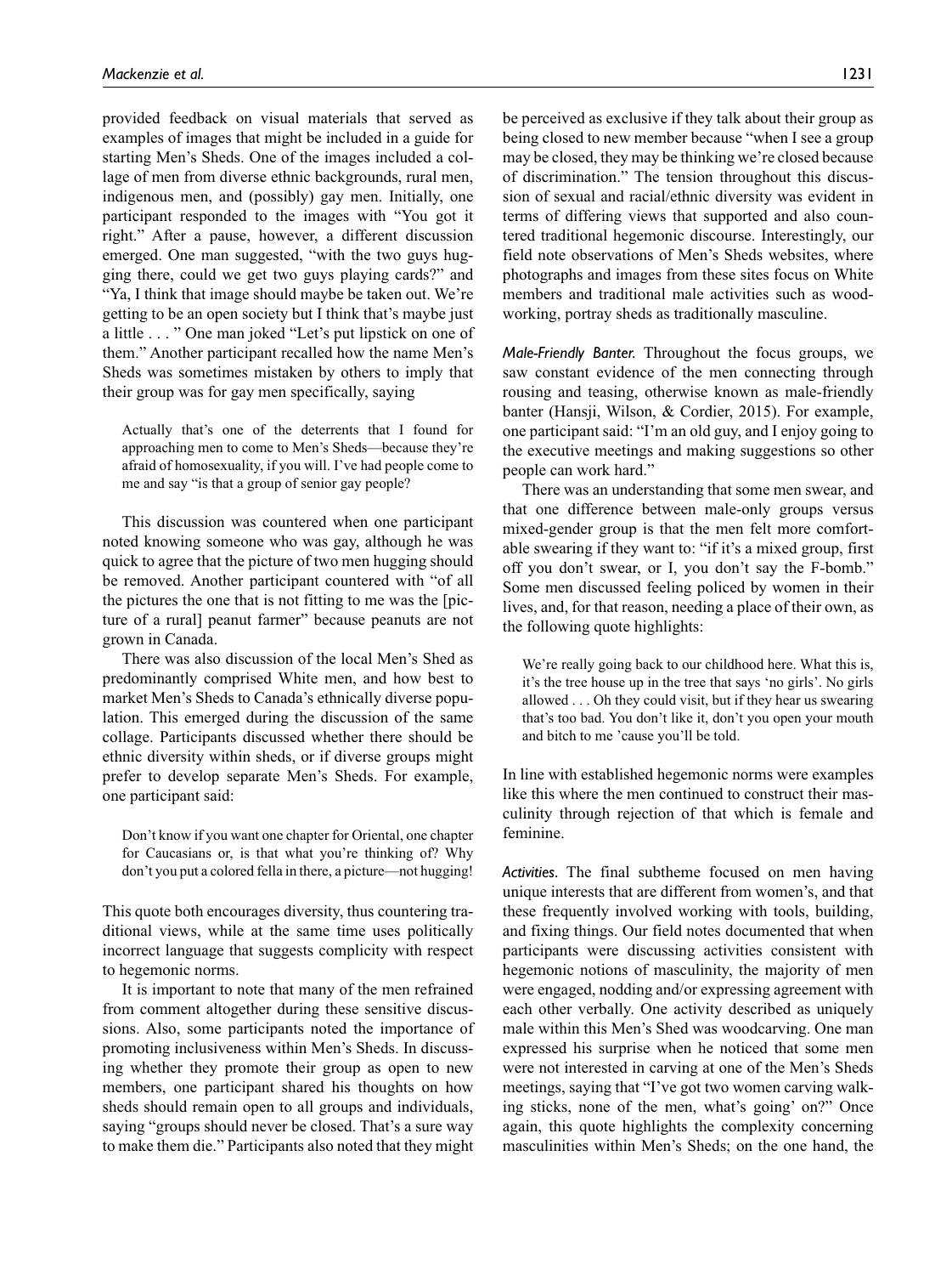provided feedback on visual materials that served as examples of images that might be included in a guide for starting Men's Sheds. One of the images included a collage of men from diverse ethnic backgrounds, rural men, indigenous men, and (possibly) gay men. Initially, one participant responded to the images with "You got it right." After a pause, however, a different discussion emerged. One man suggested, "with the two guys hugging there, could we get two guys playing cards?" and "Ya, I think that image should maybe be taken out. We're getting to be an open society but I think that's maybe just a little . . . " One man joked "Let's put lipstick on one of them." Another participant recalled how the name Men's Sheds was sometimes mistaken by others to imply that their group was for gay men specifically, saying

> Actually that's one of the deterrents that I found for approaching men to come to Men's Sheds—because they're afraid of homosexuality, if you will. I've had people come to me and say "is that a group of senior gay people?

This discussion was countered when one participant noted knowing someone who was gay, although he was quick to agree that the picture of two men hugging should be removed. Another participant countered with "of all the pictures the one that is not fitting to me was the [picture of a rural] peanut farmer" because peanuts are not grown in Canada.

There was also discussion of the local Men's Shed as predominantly comprised White men, and how best to market Men's Sheds to Canada's ethnically diverse population. This emerged during the discussion of the same collage. Participants discussed whether there should be ethnic diversity within sheds, or if diverse groups might prefer to develop separate Men's Sheds. For example, one participant said:

> Don't know if you want one chapter for Oriental, one chapter for Caucasians or, is that what you're thinking of? Why don't you put a colored fella in there, a picture—not hugging!

This quote both encourages diversity, thus countering traditional views, while at the same time uses politically incorrect language that suggests complicity with respect to hegemonic norms.

It is important to note that many of the men refrained from comment altogether during these sensitive discussions. Also, some participants noted the importance of promoting inclusiveness within Men's Sheds. In discussing whether they promote their group as open to new members, one participant shared his thoughts on how sheds should remain open to all groups and individuals, saying "groups should never be closed. That's a sure way to make them die." Participants also noted that they might be perceived as exclusive if they talk about their group as being closed to new member because "when I see a group may be closed, they may be thinking we're closed because of discrimination." The tension throughout this discussion of sexual and racial/ethnic diversity was evident in terms of differing views that supported and also countered traditional hegemonic discourse. Interestingly, our field note observations of Men's Sheds websites, where photographs and images from these sites focus on White members and traditional male activities such as woodworking, portray sheds as traditionally masculine.

*Male-Friendly Banter.* Throughout the focus groups, we saw constant evidence of the men connecting through rousing and teasing, otherwise known as male-friendly banter (Hansji, Wilson, & Cordier, 2015). For example, one participant said: "I'm an old guy, and I enjoy going to the executive meetings and making suggestions so other people can work hard."

There was an understanding that some men swear, and that one difference between male-only groups versus mixed-gender group is that the men felt more comfortable swearing if they want to: "if it's a mixed group, first off you don't swear, or I, you don't say the F-bomb." Some men discussed feeling policed by women in their lives, and, for that reason, needing a place of their own, as the following quote highlights:

> We're really going back to our childhood here. What this is, it's the tree house up in the tree that says 'no girls'. No girls allowed . . . Oh they could visit, but if they hear us swearing that's too bad. You don't like it, don't you open your mouth and bitch to me 'cause you'll be told.

In line with established hegemonic norms were examples like this where the men continued to construct their masculinity through rejection of that which is female and feminine.

*Activities.* The final subtheme focused on men having unique interests that are different from women's, and that these frequently involved working with tools, building, and fixing things. Our field notes documented that when participants were discussing activities consistent with hegemonic notions of masculinity, the majority of men were engaged, nodding and/or expressing agreement with each other verbally. One activity described as uniquely male within this Men's Shed was woodcarving. One man expressed his surprise when he noticed that some men were not interested in carving at one of the Men's Sheds meetings, saying that "I've got two women carving walking sticks, none of the men, what's going' on?" Once again, this quote highlights the complexity concerning masculinities within Men's Sheds; on the one hand, the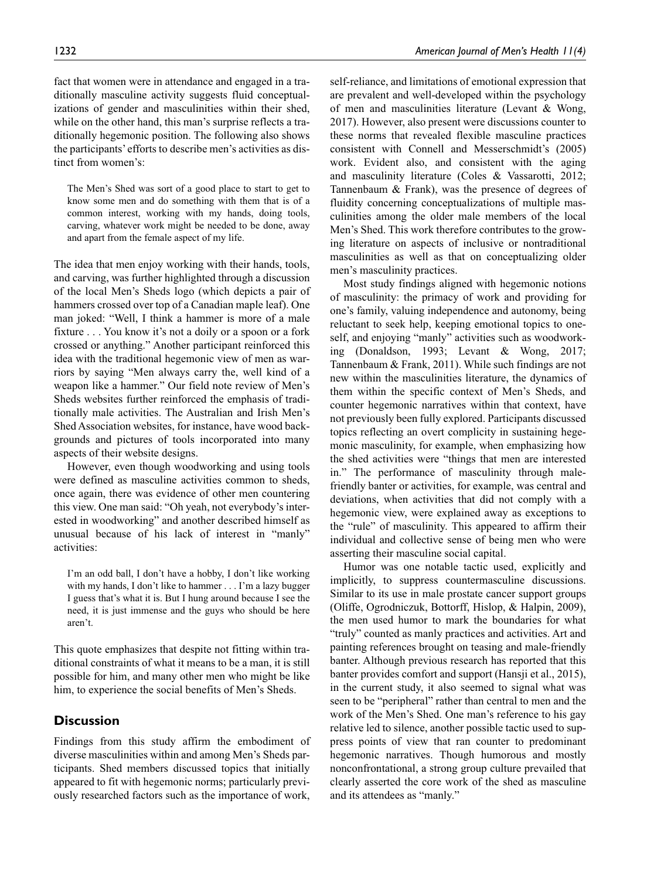fact that women were in attendance and engaged in a traditionally masculine activity suggests fluid conceptualizations of gender and masculinities within their shed, while on the other hand, this man's surprise reflects a traditionally hegemonic position. The following also shows the participants' efforts to describe men's activities as distinct from women's:

> The Men's Shed was sort of a good place to start to get to know some men and do something with them that is of a common interest, working with my hands, doing tools, carving, whatever work might be needed to be done, away and apart from the female aspect of my life.

The idea that men enjoy working with their hands, tools, and carving, was further highlighted through a discussion of the local Men's Sheds logo (which depicts a pair of hammers crossed over top of a Canadian maple leaf). One man joked: "Well, I think a hammer is more of a male fixture . . . You know it's not a doily or a spoon or a fork crossed or anything." Another participant reinforced this idea with the traditional hegemonic view of men as warriors by saying "Men always carry the, well kind of a weapon like a hammer." Our field note review of Men's Sheds websites further reinforced the emphasis of traditionally male activities. The Australian and Irish Men's Shed Association websites, for instance, have wood backgrounds and pictures of tools incorporated into many aspects of their website designs.

However, even though woodworking and using tools were defined as masculine activities common to sheds, once again, there was evidence of other men countering this view. One man said: "Oh yeah, not everybody's interested in woodworking" and another described himself as unusual because of his lack of interest in "manly" activities:

> I'm an odd ball, I don't have a hobby, I don't like working with my hands, I don't like to hammer . . . I'm a lazy bugger I guess that's what it is. But I hung around because I see the need, it is just immense and the guys who should be here aren't.

This quote emphasizes that despite not fitting within traditional constraints of what it means to be a man, it is still possible for him, and many other men who might be like him, to experience the social benefits of Men's Sheds.

## Discussion

Findings from this study affirm the embodiment of diverse masculinities within and among Men's Sheds participants. Shed members discussed topics that initially appeared to fit with hegemonic norms; particularly previously researched factors such as the importance of work, self-reliance, and limitations of emotional expression that are prevalent and well-developed within the psychology of men and masculinities literature (Levant & Wong, 2017). However, also present were discussions counter to these norms that revealed flexible masculine practices consistent with Connell and Messerschmidt's (2005) work. Evident also, and consistent with the aging and masculinity literature (Coles & Vassarotti, 2012; Tannenbaum & Frank), was the presence of degrees of fluidity concerning conceptualizations of multiple masculinities among the older male members of the local Men's Shed. This work therefore contributes to the growing literature on aspects of inclusive or nontraditional masculinities as well as that on conceptualizing older men's masculinity practices.

Most study findings aligned with hegemonic notions of masculinity: the primacy of work and providing for one's family, valuing independence and autonomy, being reluctant to seek help, keeping emotional topics to oneself, and enjoying "manly" activities such as woodworking (Donaldson, 1993; Levant & Wong, 2017; Tannenbaum & Frank, 2011). While such findings are not new within the masculinities literature, the dynamics of them within the specific context of Men's Sheds, and counter hegemonic narratives within that context, have not previously been fully explored. Participants discussed topics reflecting an overt complicity in sustaining hegemonic masculinity, for example, when emphasizing how the shed activities were "things that men are interested in." The performance of masculinity through male-friendly banter or activities, for example, was central and deviations, when activities that did not comply with a hegemonic view, were explained away as exceptions to the "rule" of masculinity. This appeared to affirm their individual and collective sense of being men who were asserting their masculine social capital.

Humor was one notable tactic used, explicitly and implicitly, to suppress countermasculine discussions. Similar to its use in male prostate cancer support groups (Oliffe, Ogrodniczuk, Bottorff, Hislop, & Halpin, 2009), the men used humor to mark the boundaries for what "truly" counted as manly practices and activities. Art and painting references brought on teasing and male-friendly banter. Although previous research has reported that this banter provides comfort and support (Hansji et al., 2015), in the current study, it also seemed to signal what was seen to be "peripheral" rather than central to men and the work of the Men's Shed. One man's reference to his gay relative led to silence, another possible tactic used to suppress points of view that ran counter to predominant hegemonic narratives. Though humorous and mostly nonconfrontational, a strong group culture prevailed that clearly asserted the core work of the shed as masculine and its attendees as "manly."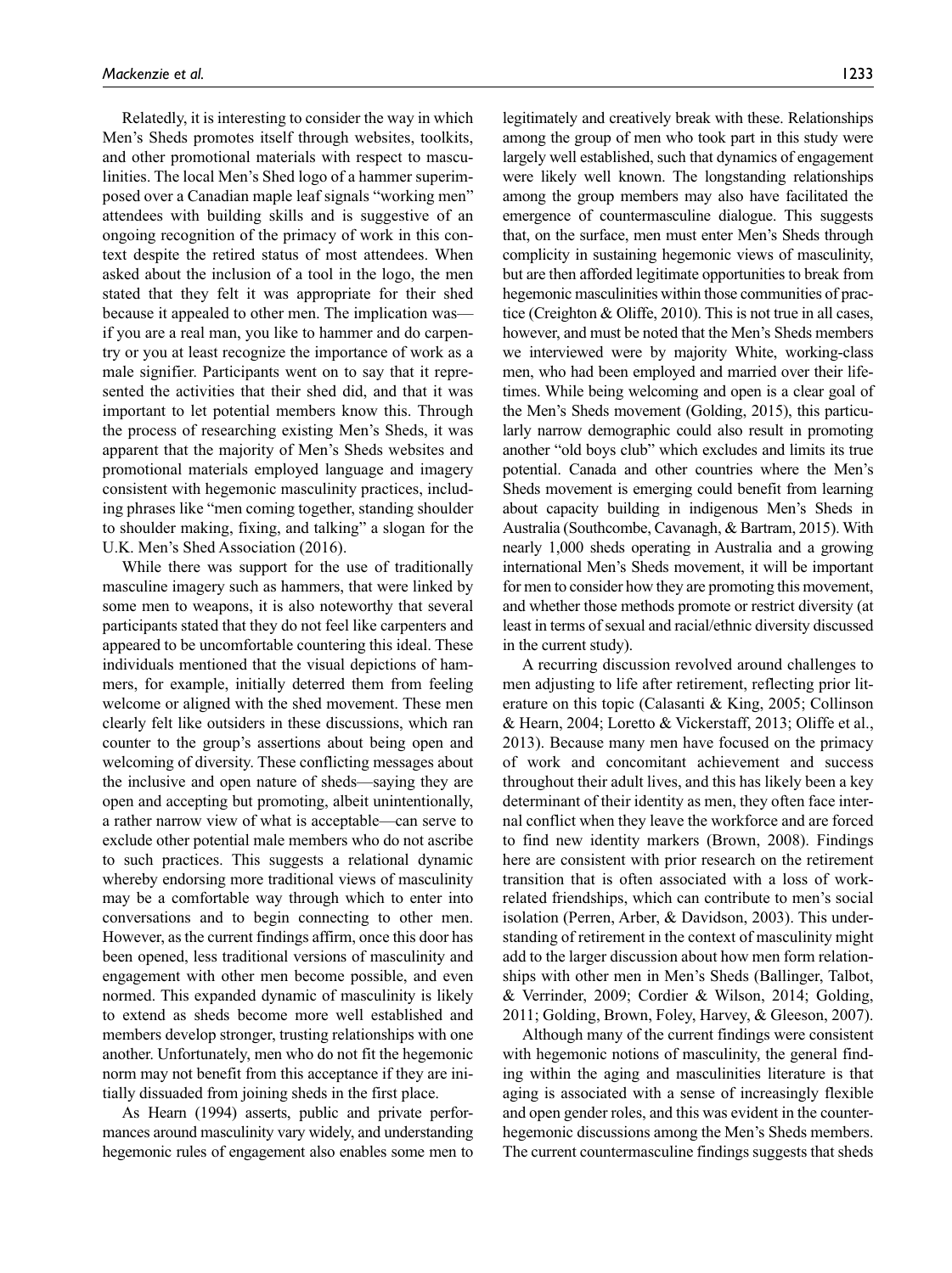Relatedly, it is interesting to consider the way in which Men's Sheds promotes itself through websites, toolkits, and other promotional materials with respect to masculinities. The local Men's Shed logo of a hammer superimposed over a Canadian maple leaf signals "working men" attendees with building skills and is suggestive of an ongoing recognition of the primacy of work in this context despite the retired status of most attendees. When asked about the inclusion of a tool in the logo, the men stated that they felt it was appropriate for their shed because it appealed to other men. The implication was—if you are a real man, you like to hammer and do carpentry or you at least recognize the importance of work as a male signifier. Participants went on to say that it represented the activities that their shed did, and that it was important to let potential members know this. Through the process of researching existing Men's Sheds, it was apparent that the majority of Men's Sheds websites and promotional materials employed language and imagery consistent with hegemonic masculinity practices, including phrases like "men coming together, standing shoulder to shoulder making, fixing, and talking" a slogan for the U.K. Men's Shed Association (2016).

While there was support for the use of traditionally masculine imagery such as hammers, that were linked by some men to weapons, it is also noteworthy that several participants stated that they do not feel like carpenters and appeared to be uncomfortable countering this ideal. These individuals mentioned that the visual depictions of hammers, for example, initially deterred them from feeling welcome or aligned with the shed movement. These men clearly felt like outsiders in these discussions, which ran counter to the group's assertions about being open and welcoming of diversity. These conflicting messages about the inclusive and open nature of sheds—saying they are open and accepting but promoting, albeit unintentionally, a rather narrow view of what is acceptable—can serve to exclude other potential male members who do not ascribe to such practices. This suggests a relational dynamic whereby endorsing more traditional views of masculinity may be a comfortable way through which to enter into conversations and to begin connecting to other men. However, as the current findings affirm, once this door has been opened, less traditional versions of masculinity and engagement with other men become possible, and even normed. This expanded dynamic of masculinity is likely to extend as sheds become more well established and members develop stronger, trusting relationships with one another. Unfortunately, men who do not fit the hegemonic norm may not benefit from this acceptance if they are initially dissuaded from joining sheds in the first place.

As Hearn (1994) asserts, public and private performances around masculinity vary widely, and understanding hegemonic rules of engagement also enables some men to legitimately and creatively break with these. Relationships among the group of men who took part in this study were largely well established, such that dynamics of engagement were likely well known. The longstanding relationships among the group members may also have facilitated the emergence of countermasculine dialogue. This suggests that, on the surface, men must enter Men's Sheds through complicity in sustaining hegemonic views of masculinity, but are then afforded legitimate opportunities to break from hegemonic masculinities within those communities of practice (Creighton & Oliffe, 2010). This is not true in all cases, however, and must be noted that the Men's Sheds members we interviewed were by majority White, working-class men, who had been employed and married over their lifetimes. While being welcoming and open is a clear goal of the Men's Sheds movement (Golding, 2015), this particularly narrow demographic could also result in promoting another "old boys club" which excludes and limits its true potential. Canada and other countries where the Men's Sheds movement is emerging could benefit from learning about capacity building in indigenous Men's Sheds in Australia (Southcombe, Cavanagh, & Bartram, 2015). With nearly 1,000 sheds operating in Australia and a growing international Men's Sheds movement, it will be important for men to consider how they are promoting this movement, and whether those methods promote or restrict diversity (at least in terms of sexual and racial/ethnic diversity discussed in the current study).

A recurring discussion revolved around challenges to men adjusting to life after retirement, reflecting prior literature on this topic (Calasanti & King, 2005; Collinson & Hearn, 2004; Loretto & Vickerstaff, 2013; Oliffe et al., 2013). Because many men have focused on the primacy of work and concomitant achievement and success throughout their adult lives, and this has likely been a key determinant of their identity as men, they often face internal conflict when they leave the workforce and are forced to find new identity markers (Brown, 2008). Findings here are consistent with prior research on the retirement transition that is often associated with a loss of work-related friendships, which can contribute to men's social isolation (Perren, Arber, & Davidson, 2003). This understanding of retirement in the context of masculinity might add to the larger discussion about how men form relationships with other men in Men's Sheds (Ballinger, Talbot, & Verrinder, 2009; Cordier & Wilson, 2014; Golding, 2011; Golding, Brown, Foley, Harvey, & Gleeson, 2007).

Although many of the current findings were consistent with hegemonic notions of masculinity, the general finding within the aging and masculinities literature is that aging is associated with a sense of increasingly flexible and open gender roles, and this was evident in the counter-hegemonic discussions among the Men's Sheds members. The current countermasculine findings suggests that sheds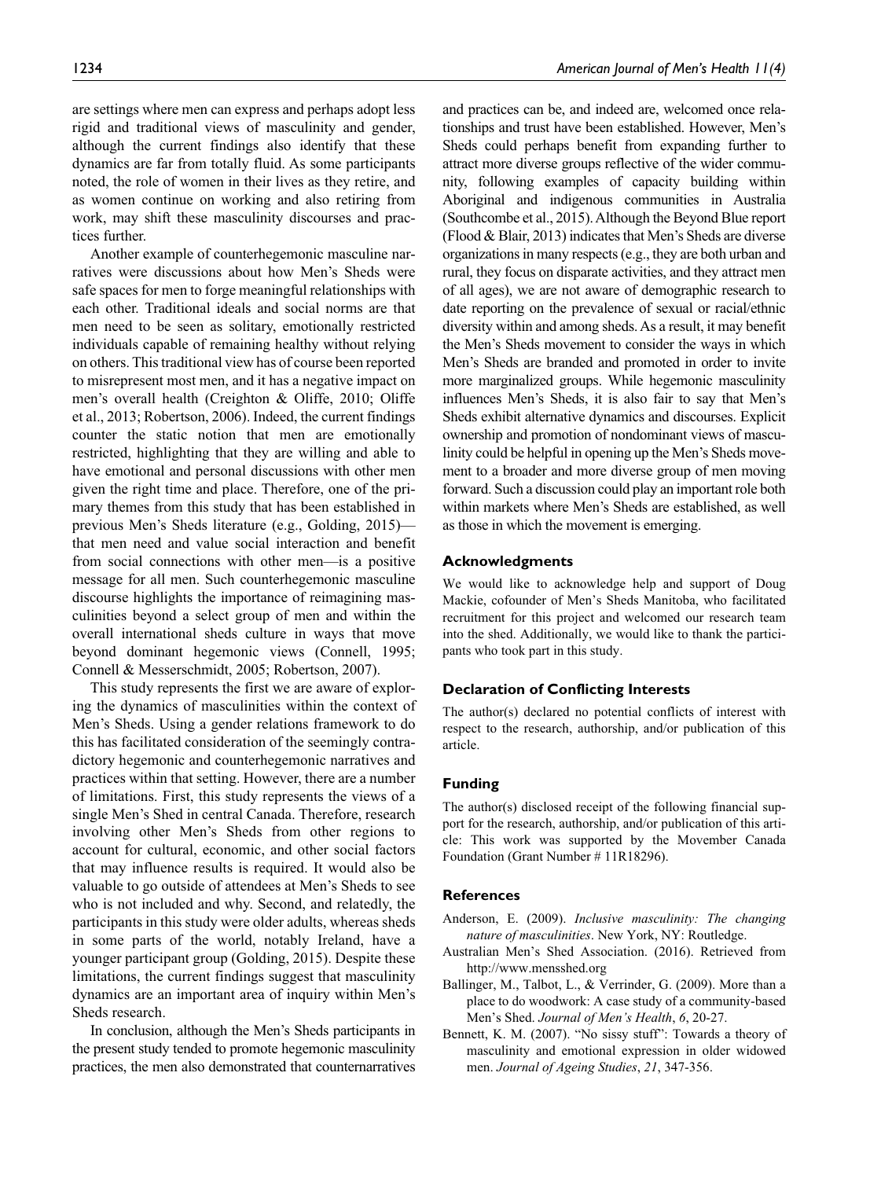are settings where men can express and perhaps adopt less rigid and traditional views of masculinity and gender, although the current findings also identify that these dynamics are far from totally fluid. As some participants noted, the role of women in their lives as they retire, and as women continue on working and also retiring from work, may shift these masculinity discourses and practices further.

Another example of counterhegemonic masculine narratives were discussions about how Men's Sheds were safe spaces for men to forge meaningful relationships with each other. Traditional ideals and social norms are that men need to be seen as solitary, emotionally restricted individuals capable of remaining healthy without relying on others. This traditional view has of course been reported to misrepresent most men, and it has a negative impact on men's overall health (Creighton & Oliffe, 2010; Oliffe et al., 2013; Robertson, 2006). Indeed, the current findings counter the static notion that men are emotionally restricted, highlighting that they are willing and able to have emotional and personal discussions with other men given the right time and place. Therefore, one of the primary themes from this study that has been established in previous Men's Sheds literature (e.g., Golding, 2015)—that men need and value social interaction and benefit from social connections with other men—is a positive message for all men. Such counterhegemonic masculine discourse highlights the importance of reimagining masculinities beyond a select group of men and within the overall international sheds culture in ways that move beyond dominant hegemonic views (Connell, 1995; Connell & Messerschmidt, 2005; Robertson, 2007).

This study represents the first we are aware of exploring the dynamics of masculinities within the context of Men's Sheds. Using a gender relations framework to do this has facilitated consideration of the seemingly contradictory hegemonic and counterhegemonic narratives and practices within that setting. However, there are a number of limitations. First, this study represents the views of a single Men's Shed in central Canada. Therefore, research involving other Men's Sheds from other regions to account for cultural, economic, and other social factors that may influence results is required. It would also be valuable to go outside of attendees at Men's Sheds to see who is not included and why. Second, and relatedly, the participants in this study were older adults, whereas sheds in some parts of the world, notably Ireland, have a younger participant group (Golding, 2015). Despite these limitations, the current findings suggest that masculinity dynamics are an important area of inquiry within Men's Sheds research.

In conclusion, although the Men's Sheds participants in the present study tended to promote hegemonic masculinity practices, the men also demonstrated that counternarratives and practices can be, and indeed are, welcomed once relationships and trust have been established. However, Men's Sheds could perhaps benefit from expanding further to attract more diverse groups reflective of the wider community, following examples of capacity building within Aboriginal and indigenous communities in Australia (Southcombe et al., 2015). Although the Beyond Blue report (Flood & Blair, 2013) indicates that Men's Sheds are diverse organizations in many respects (e.g., they are both urban and rural, they focus on disparate activities, and they attract men of all ages), we are not aware of demographic research to date reporting on the prevalence of sexual or racial/ethnic diversity within and among sheds. As a result, it may benefit the Men's Sheds movement to consider the ways in which Men's Sheds are branded and promoted in order to invite more marginalized groups. While hegemonic masculinity influences Men's Sheds, it is also fair to say that Men's Sheds exhibit alternative dynamics and discourses. Explicit ownership and promotion of nondominant views of masculinity could be helpful in opening up the Men's Sheds movement to a broader and more diverse group of men moving forward. Such a discussion could play an important role both within markets where Men's Sheds are established, as well as those in which the movement is emerging.

## Acknowledgments

We would like to acknowledge help and support of Doug Mackie, cofounder of Men's Sheds Manitoba, who facilitated recruitment for this project and welcomed our research team into the shed. Additionally, we would like to thank the participants who took part in this study.

## Declaration of Conflicting Interests

The author(s) declared no potential conflicts of interest with respect to the research, authorship, and/or publication of this article.

## Funding

The author(s) disclosed receipt of the following financial support for the research, authorship, and/or publication of this article: This work was supported by the Movember Canada Foundation (Grant Number # 11R18296).

## References

Anderson, E. (2009). *Inclusive masculinity: The changing nature of masculinities*. New York, NY: Routledge.

Australian Men's Shed Association. (2016). Retrieved from http://www.mensshed.org

Ballinger, M., Talbot, L., & Verrinder, G. (2009). More than a place to do woodwork: A case study of a community-based Men's Shed. *Journal of Men's Health*, *6*, 20-27.

Bennett, K. M. (2007). "No sissy stuff": Towards a theory of masculinity and emotional expression in older widowed men. *Journal of Ageing Studies*, *21*, 347-356.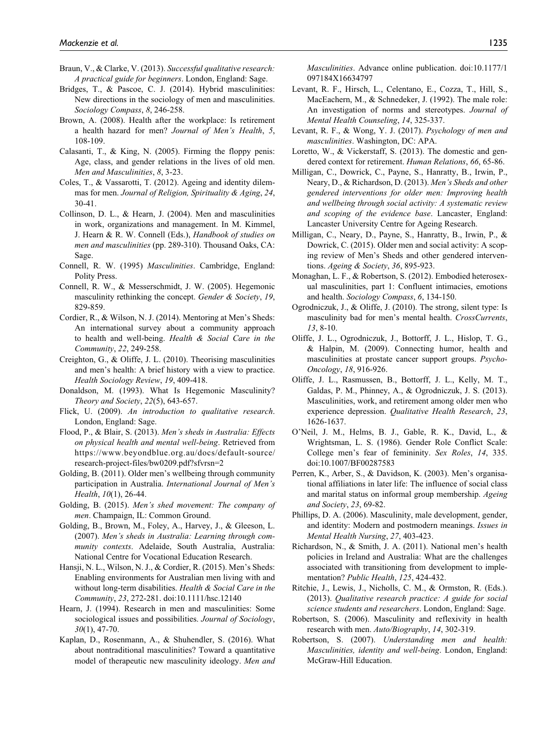Braun, V., & Clarke, V. (2013). *Successful qualitative research: A practical guide for beginners*. London, England: Sage.

Bridges, T., & Pascoe, C. J. (2014). Hybrid masculinities: New directions in the sociology of men and masculinities. *Sociology Compass*, *8*, 246-258.

Brown, A. (2008). Health after the workplace: Is retirement a health hazard for men? *Journal of Men's Health*, *5*, 108-109.

Calasanti, T., & King, N. (2005). Firming the floppy penis: Age, class, and gender relations in the lives of old men. *Men and Masculinities*, *8*, 3-23.

Coles, T., & Vassarotti, T. (2012). Ageing and identity dilemmas for men. *Journal of Religion, Spirituality & Aging*, *24*, 30-41.

Collinson, D. L., & Hearn, J. (2004). Men and masculinities in work, organizations and management. In M. Kimmel, J. Hearn & R. W. Connell (Eds.), *Handbook of studies on men and masculinities* (pp. 289-310). Thousand Oaks, CA: Sage.

Connell, R. W. (1995) *Masculinities*. Cambridge, England: Polity Press.

Connell, R. W., & Messerschmidt, J. W. (2005). Hegemonic masculinity rethinking the concept. *Gender & Society*, *19*, 829-859.

Cordier, R., & Wilson, N. J. (2014). Mentoring at Men's Sheds: An international survey about a community approach to health and well-being. *Health & Social Care in the Community*, *22*, 249-258.

Creighton, G., & Oliffe, J. L. (2010). Theorising masculinities and men's health: A brief history with a view to practice. *Health Sociology Review*, *19*, 409-418.

Donaldson, M. (1993). What Is Hegemonic Masculinity? *Theory and Society*, *22*(5), 643-657.

Flick, U. (2009). *An introduction to qualitative research*. London, England: Sage.

Flood, P., & Blair, S. (2013). *Men's sheds in Australia: Effects on physical health and mental well-being*. Retrieved from https://www.beyondblue.org.au/docs/default-source/research-project-files/bw0209.pdf?sfvrsn=2

Golding, B. (2011). Older men's wellbeing through community participation in Australia. *International Journal of Men's Health*, *10*(1), 26-44.

Golding, B. (2015). *Men's shed movement: The company of men*. Champaign, IL: Common Ground.

Golding, B., Brown, M., Foley, A., Harvey, J., & Gleeson, L. (2007). *Men's sheds in Australia: Learning through community contexts*. Adelaide, South Australia, Australia: National Centre for Vocational Education Research.

Hansji, N. L., Wilson, N. J., & Cordier, R. (2015). Men's Sheds: Enabling environments for Australian men living with and without long-term disabilities. *Health & Social Care in the Community*, *23*, 272-281. doi:10.1111/hsc.12140

Hearn, J. (1994). Research in men and masculinities: Some sociological issues and possibilities. *Journal of Sociology*, *30*(1), 47-70.

Kaplan, D., Rosenmann, A., & Shuhendler, S. (2016). What about nontraditional masculinities? Toward a quantitative model of therapeutic new masculinity ideology. *Men and Masculinities*. Advance online publication. doi:10.1177/1097184X16634797

Levant, R. F., Hirsch, L., Celentano, E., Cozza, T., Hill, S., MacEachern, M., & Schnedeker, J. (1992). The male role: An investigation of norms and stereotypes. *Journal of Mental Health Counseling*, *14*, 325-337.

Levant, R. F., & Wong, Y. J. (2017). *Psychology of men and masculinities*. Washington, DC: APA.

Loretto, W., & Vickerstaff, S. (2013). The domestic and gendered context for retirement. *Human Relations*, *66*, 65-86.

Milligan, C., Dowrick, C., Payne, S., Hanratty, B., Irwin, P., Neary, D., & Richardson, D. (2013). *Men's Sheds and other gendered interventions for older men: Improving health and wellbeing through social activity: A systematic review and scoping of the evidence base*. Lancaster, England: Lancaster University Centre for Ageing Research.

Milligan, C., Neary, D., Payne, S., Hanratty, B., Irwin, P., & Dowrick, C. (2015). Older men and social activity: A scoping review of Men's Sheds and other gendered interventions. *Ageing & Society*, *36*, 895-923.

Monaghan, L. F., & Robertson, S. (2012). Embodied heterosexual masculinities, part 1: Confluent intimacies, emotions and health. *Sociology Compass*, *6*, 134-150.

Ogrodniczuk, J., & Oliffe, J. (2010). The strong, silent type: Is masculinity bad for men's mental health. *CrossCurrents*, *13*, 8-10.

Oliffe, J. L., Ogrodniczuk, J., Bottorff, J. L., Hislop, T. G., & Halpin, M. (2009). Connecting humor, health and masculinities at prostate cancer support groups. *Psycho-Oncology*, *18*, 916-926.

Oliffe, J. L., Rasmussen, B., Bottorff, J. L., Kelly, M. T., Galdas, P. M., Phinney, A., & Ogrodniczuk, J. S. (2013). Masculinities, work, and retirement among older men who experience depression. *Qualitative Health Research*, *23*, 1626-1637.

O'Neil, J. M., Helms, B. J., Gable, R. K., David, L., & Wrightsman, L. S. (1986). Gender Role Conflict Scale: College men's fear of femininity. *Sex Roles*, *14*, 335. doi:10.1007/BF00287583

Perren, K., Arber, S., & Davidson, K. (2003). Men's organisational affiliations in later life: The influence of social class and marital status on informal group membership. *Ageing and Society*, *23*, 69-82.

Phillips, D. A. (2006). Masculinity, male development, gender, and identity: Modern and postmodern meanings. *Issues in Mental Health Nursing*, *27*, 403-423.

Richardson, N., & Smith, J. A. (2011). National men's health policies in Ireland and Australia: What are the challenges associated with transitioning from development to implementation? *Public Health*, *125*, 424-432.

Ritchie, J., Lewis, J., Nicholls, C. M., & Ormston, R. (Eds.). (2013). *Qualitative research practice: A guide for social science students and researchers*. London, England: Sage.

Robertson, S. (2006). Masculinity and reflexivity in health research with men. *Auto/Biography*, *14*, 302-319.

Robertson, S. (2007). *Understanding men and health: Masculinities, identity and well-being*. London, England: McGraw-Hill Education.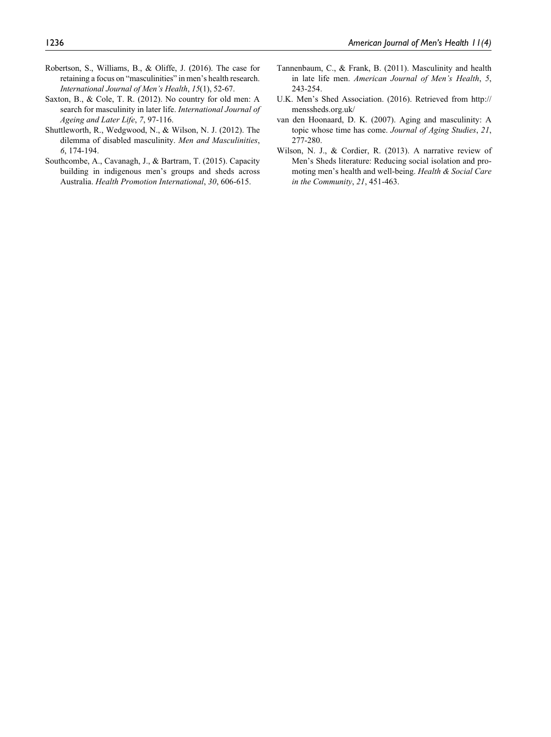Robertson, S., Williams, B., & Oliffe, J. (2016). The case for retaining a focus on "masculinities" in men's health research. *International Journal of Men's Health*, *15*(1), 52-67.

Saxton, B., & Cole, T. R. (2012). No country for old men: A search for masculinity in later life. *International Journal of Ageing and Later Life*, *7*, 97-116.

Shuttleworth, R., Wedgwood, N., & Wilson, N. J. (2012). The dilemma of disabled masculinity. *Men and Masculinities*, *6*, 174-194.

Southcombe, A., Cavanagh, J., & Bartram, T. (2015). Capacity building in indigenous men's groups and sheds across Australia. *Health Promotion International*, *30*, 606-615.

Tannenbaum, C., & Frank, B. (2011). Masculinity and health in late life men. *American Journal of Men's Health*, *5*, 243-254.

U.K. Men's Shed Association. (2016). Retrieved from http://menssheds.org.uk/

van den Hoonaard, D. K. (2007). Aging and masculinity: A topic whose time has come. *Journal of Aging Studies*, *21*, 277-280.

Wilson, N. J., & Cordier, R. (2013). A narrative review of Men's Sheds literature: Reducing social isolation and promoting men's health and well-being. *Health & Social Care in the Community*, *21*, 451-463.